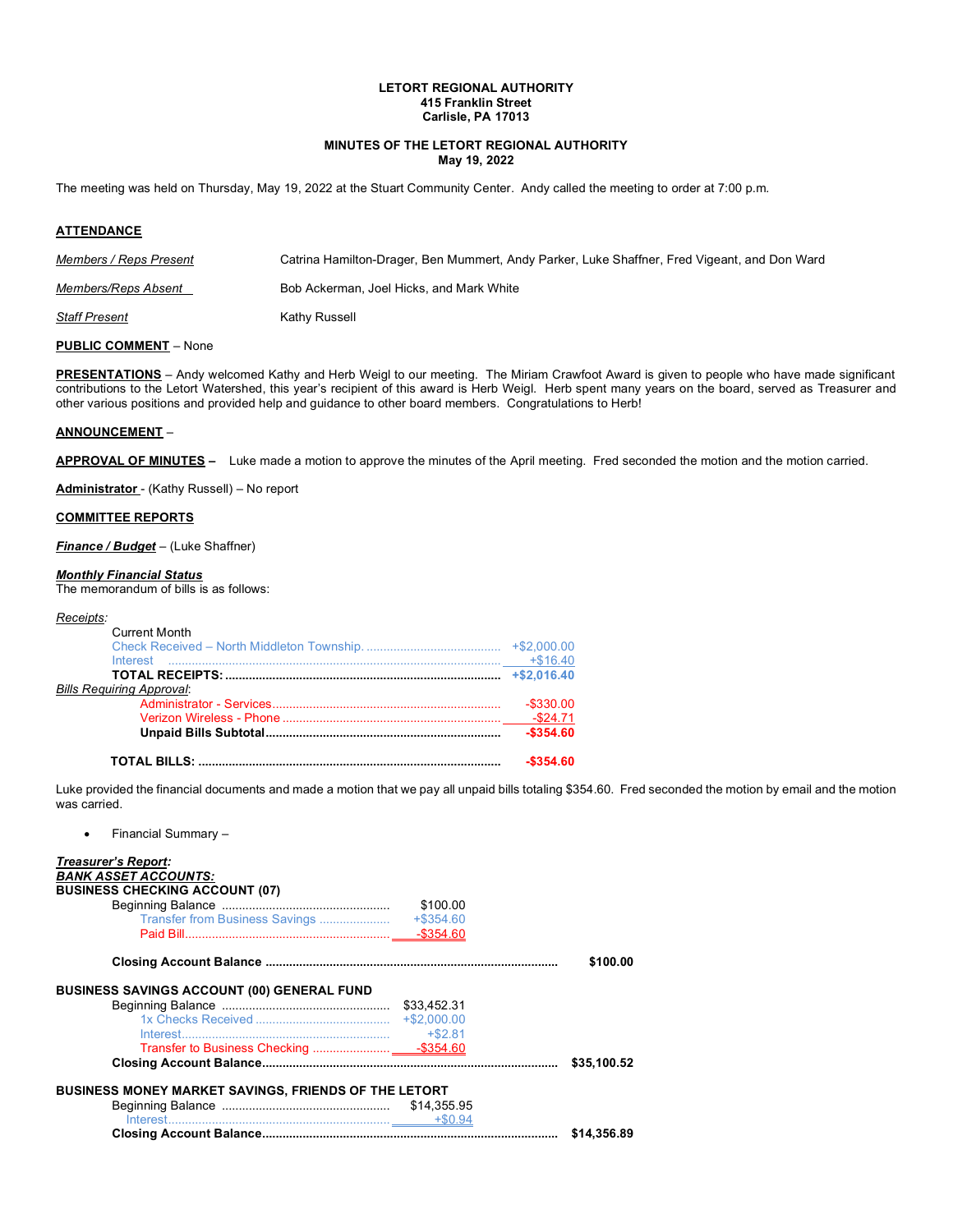**LETORT REGIONAL AUTHORITY**
**415 Franklin Street**
**Carlisle, PA 17013**

**MINUTES OF THE LETORT REGIONAL AUTHORITY**
**May 19, 2022**

The meeting was held on Thursday, May 19, 2022 at the Stuart Community Center. Andy called the meeting to order at 7:00 p.m.

## ATTENDANCE

| | |
|---|---|
| *Members / Reps Present* | Catrina Hamilton-Drager, Ben Mummert, Andy Parker, Luke Shaffner, Fred Vigeant, and Don Ward |
| *Members/Reps Absent* | Bob Ackerman, Joel Hicks, and Mark White |
| *Staff Present* | Kathy Russell |

**PUBLIC COMMENT** – None

**PRESENTATIONS** – Andy welcomed Kathy and Herb Weigl to our meeting. The Miriam Crawfoot Award is given to people who have made significant contributions to the Letort Watershed, this year's recipient of this award is Herb Weigl. Herb spent many years on the board, served as Treasurer and other various positions and provided help and guidance to other board members. Congratulations to Herb!

**ANNOUNCEMENT** –

**APPROVAL OF MINUTES** – Luke made a motion to approve the minutes of the April meeting. Fred seconded the motion and the motion carried.

**Administrator** - (Kathy Russell) – No report

**COMMITTEE REPORTS**

***Finance / Budget*** – (Luke Shaffner)

***Monthly Financial Status***
The memorandum of bills is as follows:

*Receipts*:

| | |
|---|---|
| Current Month | |
| Check Received – North Middleton Township. | +$2,000.00 |
| Interest | +$16.40 |
| **TOTAL RECEIPTS:** | **+$2,016.40** |
| *Bills Requiring Approval*: | |
| Administrator - Services | -$330.00 |
| Verizon Wireless - Phone | -$24.71 |
| **Unpaid Bills Subtotal** | **-$354.60** |
| **TOTAL BILLS:** | **-$354.60** |

Luke provided the financial documents and made a motion that we pay all unpaid bills totaling $354.60. Fred seconded the motion by email and the motion was carried.

- Financial Summary –

***Treasurer's Report:***
***BANK ASSET ACCOUNTS:***

**BUSINESS CHECKING ACCOUNT (07)**

| | | |
|---|---|---|
| Beginning Balance | $100.00 | |
| Transfer from Business Savings | +$354.60 | |
| Paid Bill | -$354.60 | |
| **Closing Account Balance** | | **$100.00** |

**BUSINESS SAVINGS ACCOUNT (00) GENERAL FUND**

| | | |
|---|---|---|
| Beginning Balance | $33,452.31 | |
| 1x Checks Received | +$2,000.00 | |
| Interest | +$2.81 | |
| Transfer to Business Checking | -$354.60 | |
| **Closing Account Balance** | | **$35,100.52** |

**BUSINESS MONEY MARKET SAVINGS, FRIENDS OF THE LETORT**

| | | |
|---|---|---|
| Beginning Balance | $14,355.95 | |
| Interest | +$0.94 | |
| **Closing Account Balance** | | **$14,356.89** |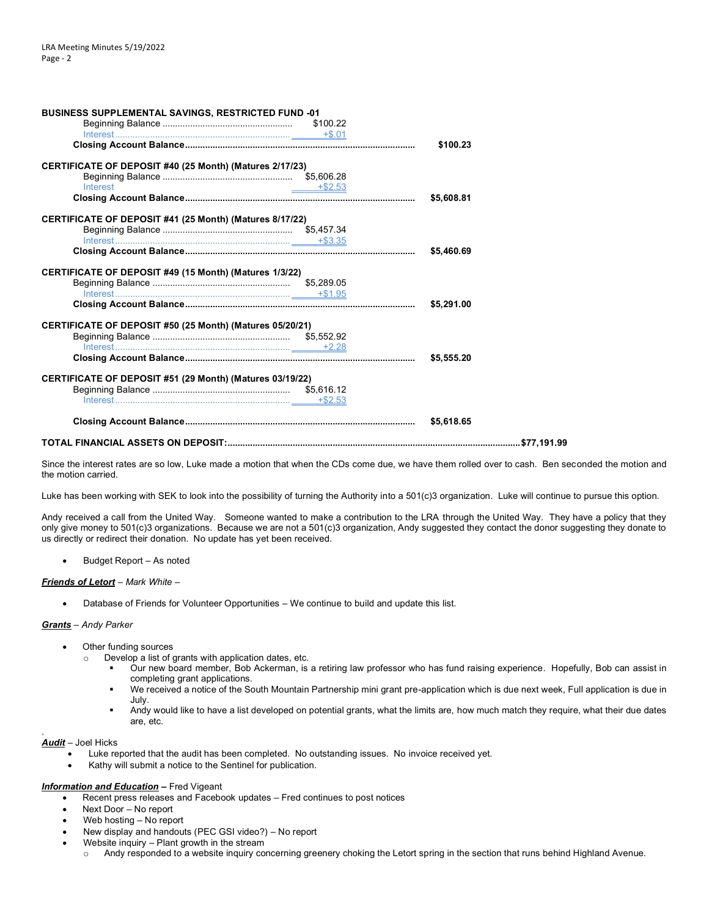**BUSINESS SUPPLEMENTAL SAVINGS, RESTRICTED FUND -01**

| | | |
|---|---|---|
| Beginning Balance | $100.22 | |
| Interest | +$.01 | |
| **Closing Account Balance** | | **$100.23** |

**CERTIFICATE OF DEPOSIT #40 (25 Month) (Matures 2/17/23)**

| | | |
|---|---|---|
| Beginning Balance | $5,606.28 | |
| Interest | +$2.53 | |
| **Closing Account Balance** | | **$5,608.81** |

**CERTIFICATE OF DEPOSIT #41 (25 Month) (Matures 8/17/22)**

| | | |
|---|---|---|
| Beginning Balance | $5,457.34 | |
| Interest | +$3.35 | |
| **Closing Account Balance** | | **$5,460.69** |

**CERTIFICATE OF DEPOSIT #49 (15 Month) (Matures 1/3/22)**

| | | |
|---|---|---|
| Beginning Balance | $5,289.05 | |
| Interest | +$1.95 | |
| **Closing Account Balance** | | **$5,291.00** |

**CERTIFICATE OF DEPOSIT #50 (25 Month) (Matures 05/20/21)**

| | | |
|---|---|---|
| Beginning Balance | $5,552.92 | |
| Interest | +2.28 | |
| **Closing Account Balance** | | **$5,555.20** |

**CERTIFICATE OF DEPOSIT #51 (29 Month) (Matures 03/19/22)**

| | | |
|---|---|---|
| Beginning Balance | $5,616.12 | |
| Interest | +$2.53 | |
| **Closing Account Balance** | | **$5,618.65** |

**TOTAL FINANCIAL ASSETS ON DEPOSIT:................................................$77,191.99**

Since the interest rates are so low, Luke made a motion that when the CDs come due, we have them rolled over to cash. Ben seconded the motion and the motion carried.

Luke has been working with SEK to look into the possibility of turning the Authority into a 501(c)3 organization. Luke will continue to pursue this option.

Andy received a call from the United Way. Someone wanted to make a contribution to the LRA through the United Way. They have a policy that they only give money to 501(c)3 organizations. Because we are not a 501(c)3 organization, Andy suggested they contact the donor suggesting they donate to us directly or redirect their donation. No update has yet been received.

- Budget Report – As noted

***Friends of Letort*** – *Mark White* –

- Database of Friends for Volunteer Opportunities – We continue to build and update this list.

***Grants*** – *Andy Parker*

- Other funding sources
  - Develop a list of grants with application dates, etc.
    - Our new board member, Bob Ackerman, is a retiring law professor who has fund raising experience. Hopefully, Bob can assist in completing grant applications.
    - We received a notice of the South Mountain Partnership mini grant pre-application which is due next week, Full application is due in July.
    - Andy would like to have a list developed on potential grants, what the limits are, how much match they require, what their due dates are, etc.

***Audit*** – Joel Hicks

- Luke reported that the audit has been completed. No outstanding issues. No invoice received yet.
- Kathy will submit a notice to the Sentinel for publication.

***Information and Education*** **–** Fred Vigeant

- Recent press releases and Facebook updates – Fred continues to post notices
- Next Door – No report
- Web hosting – No report
- New display and handouts (PEC GSI video?) – No report
- Website inquiry – Plant growth in the stream
  - Andy responded to a website inquiry concerning greenery choking the Letort spring in the section that runs behind Highland Avenue.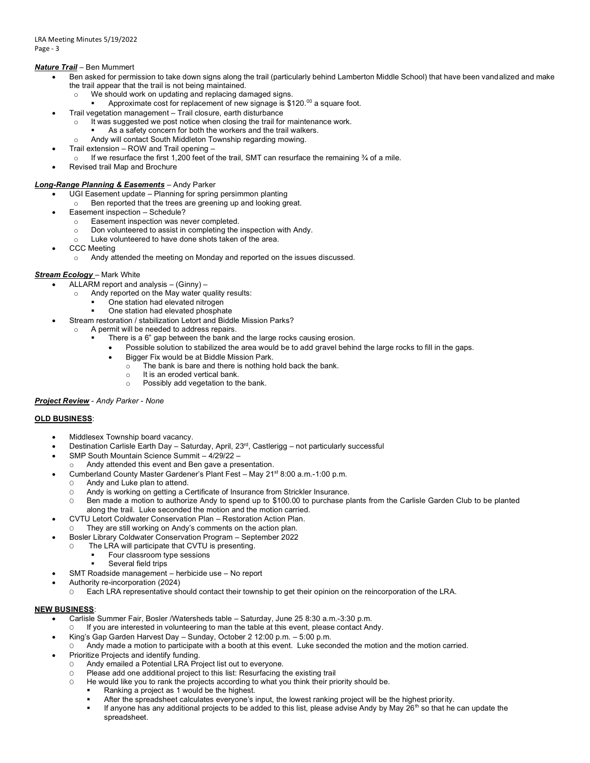***Nature Trail*** – Ben Mummert

- Ben asked for permission to take down signs along the trail (particularly behind Lamberton Middle School) that have been vandalized and make the trail appear that the trail is not being maintained.
  - We should work on updating and replacing damaged signs.
    - Approximate cost for replacement of new signage is $120.[00] a square foot.
- Trail vegetation management – Trail closure, earth disturbance
  - It was suggested we post notice when closing the trail for maintenance work.
    - As a safety concern for both the workers and the trail walkers.
  - Andy will contact South Middleton Township regarding mowing.
- Trail extension – ROW and Trail opening –
  - If we resurface the first 1,200 feet of the trail, SMT can resurface the remaining ¾ of a mile.
- Revised trail Map and Brochure

***Long-Range Planning & Easements*** – Andy Parker

- UGI Easement update – Planning for spring persimmon planting
  - Ben reported that the trees are greening up and looking great.
- Easement inspection – Schedule?
  - Easement inspection was never completed.
  - Don volunteered to assist in completing the inspection with Andy.
  - Luke volunteered to have done shots taken of the area.
- CCC Meeting
  - Andy attended the meeting on Monday and reported on the issues discussed.

***Stream Ecology*** – Mark White

- ALLARM report and analysis – (Ginny) –
  - Andy reported on the May water quality results:
    - One station had elevated nitrogen
    - One station had elevated phosphate
- Stream restoration / stabilization Letort and Biddle Mission Parks?
  - A permit will be needed to address repairs.
    - There is a 6" gap between the bank and the large rocks causing erosion.
      - Possible solution to stabilized the area would be to add gravel behind the large rocks to fill in the gaps.
      - Bigger Fix would be at Biddle Mission Park.
        - The bank is bare and there is nothing hold back the bank.
        - It is an eroded vertical bank.
        - Possibly add vegetation to the bank.

***Project Review*** - *Andy Parker - None*

**OLD BUSINESS**:

- Middlesex Township board vacancy.
- Destination Carlisle Earth Day – Saturday, April, 23rd, Castlerigg – not particularly successful
- SMP South Mountain Science Summit – 4/29/22 –
  - Andy attended this event and Ben gave a presentation.
- Cumberland County Master Gardener's Plant Fest – May 21st 8:00 a.m.-1:00 p.m.
  - Andy and Luke plan to attend.
  - Andy is working on getting a Certificate of Insurance from Strickler Insurance.
  - Ben made a motion to authorize Andy to spend up to $100.00 to purchase plants from the Carlisle Garden Club to be planted along the trail. Luke seconded the motion and the motion carried.
- CVTU Letort Coldwater Conservation Plan – Restoration Action Plan.
  - They are still working on Andy's comments on the action plan.
- Bosler Library Coldwater Conservation Program – September 2022
  - The LRA will participate that CVTU is presenting.
    - Four classroom type sessions
    - Several field trips
- SMT Roadside management – herbicide use – No report
- Authority re-incorporation (2024)
  - Each LRA representative should contact their township to get their opinion on the reincorporation of the LRA.

**NEW BUSINESS**:

- Carlisle Summer Fair, Bosler /Watersheds table – Saturday, June 25 8:30 a.m.-3:30 p.m.
  - If you are interested in volunteering to man the table at this event, please contact Andy.
- King's Gap Garden Harvest Day – Sunday, October 2 12:00 p.m. – 5:00 p.m.
  - Andy made a motion to participate with a booth at this event. Luke seconded the motion and the motion carried.
- Prioritize Projects and identify funding.
  - Andy emailed a Potential LRA Project list out to everyone.
  - Please add one additional project to this list: Resurfacing the existing trail
  - He would like you to rank the projects according to what you think their priority should be.
    - Ranking a project as 1 would be the highest.
    - After the spreadsheet calculates everyone's input, the lowest ranking project will be the highest priority.
    - If anyone has any additional projects to be added to this list, please advise Andy by May 26th so that he can update the spreadsheet.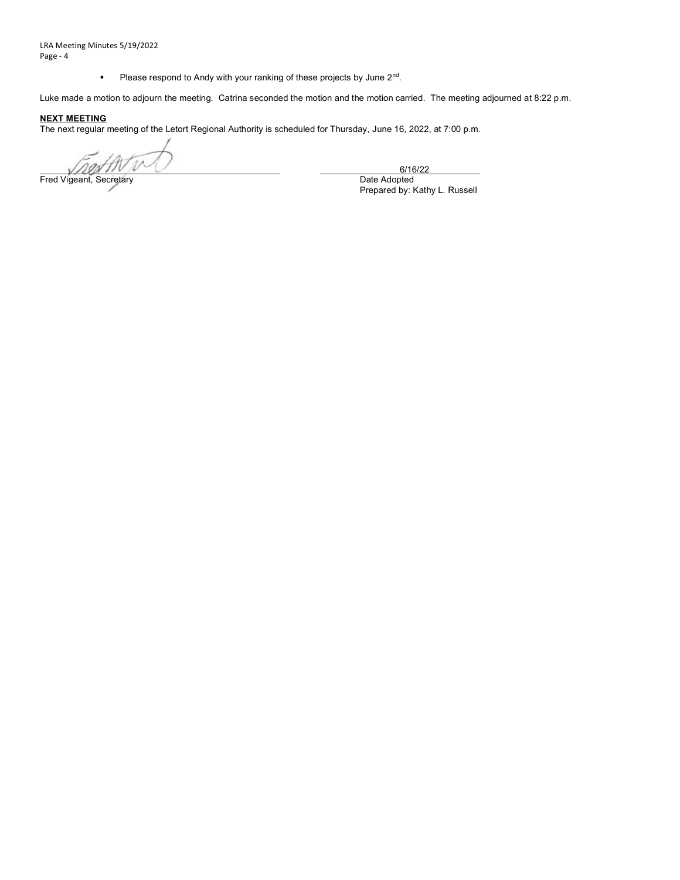- Please respond to Andy with your ranking of these projects by June 2nd.

Luke made a motion to adjourn the meeting. Catrina seconded the motion and the motion carried. The meeting adjourned at 8:22 p.m.

**NEXT MEETING**

The next regular meeting of the Letort Regional Authority is scheduled for Thursday, June 16, 2022, at 7:00 p.m.

Fred Vigeant, Secretary

6/16/22
Date Adopted
Prepared by: Kathy L. Russell